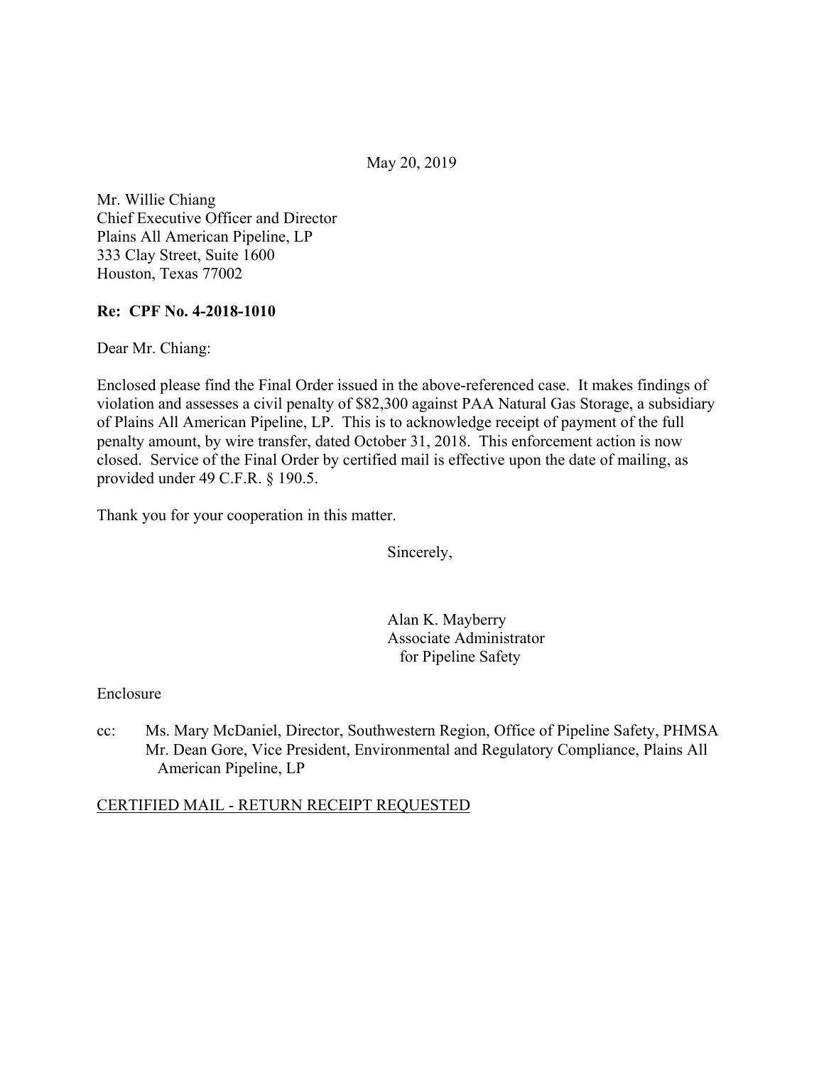May 20, 2019

Mr. Willie Chiang
Chief Executive Officer and Director
Plains All American Pipeline, LP
333 Clay Street, Suite 1600
Houston, Texas 77002

**Re: CPF No. 4-2018-1010**

Dear Mr. Chiang:

Enclosed please find the Final Order issued in the above-referenced case. It makes findings of violation and assesses a civil penalty of $82,300 against PAA Natural Gas Storage, a subsidiary of Plains All American Pipeline, LP. This is to acknowledge receipt of payment of the full penalty amount, by wire transfer, dated October 31, 2018. This enforcement action is now closed. Service of the Final Order by certified mail is effective upon the date of mailing, as provided under 49 C.F.R. § 190.5.

Thank you for your cooperation in this matter.

Sincerely,

Alan K. Mayberry
Associate Administrator
for Pipeline Safety

Enclosure

cc: Ms. Mary McDaniel, Director, Southwestern Region, Office of Pipeline Safety, PHMSA
Mr. Dean Gore, Vice President, Environmental and Regulatory Compliance, Plains All American Pipeline, LP

CERTIFIED MAIL - RETURN RECEIPT REQUESTED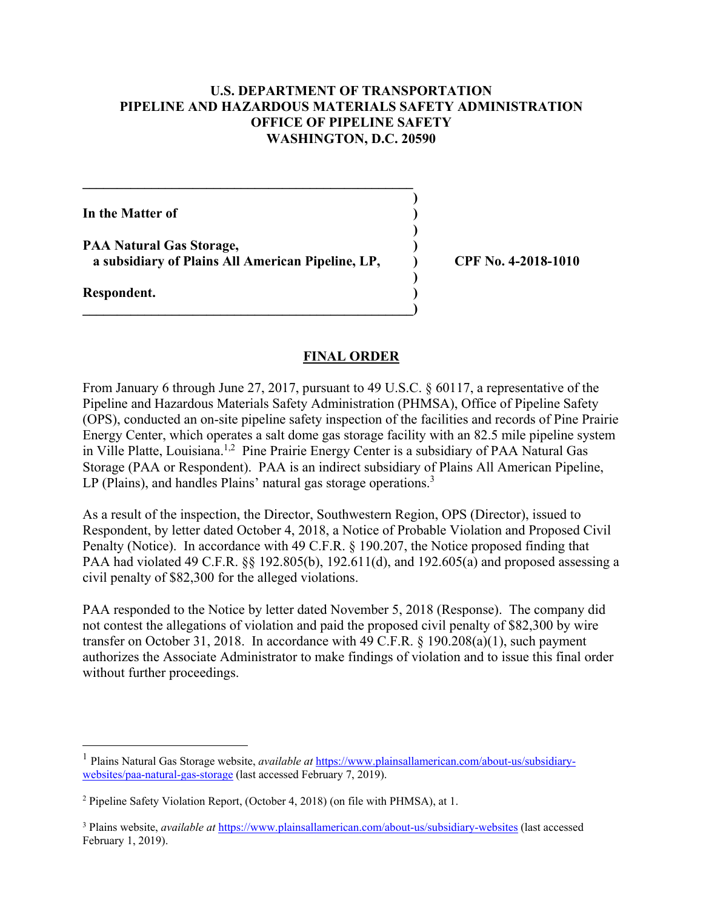**U.S. DEPARTMENT OF TRANSPORTATION**
**PIPELINE AND HAZARDOUS MATERIALS SAFETY ADMINISTRATION**
**OFFICE OF PIPELINE SAFETY**
**WASHINGTON, D.C. 20590**

**In the Matter of**

**PAA Natural Gas Storage,**
**a subsidiary of Plains All American Pipeline, LP,**

**Respondent.**

**CPF No. 4-2018-1010**

## FINAL ORDER

From January 6 through June 27, 2017, pursuant to 49 U.S.C. § 60117, a representative of the Pipeline and Hazardous Materials Safety Administration (PHMSA), Office of Pipeline Safety (OPS), conducted an on-site pipeline safety inspection of the facilities and records of Pine Prairie Energy Center, which operates a salt dome gas storage facility with an 82.5 mile pipeline system in Ville Platte, Louisiana.[1,2] Pine Prairie Energy Center is a subsidiary of PAA Natural Gas Storage (PAA or Respondent). PAA is an indirect subsidiary of Plains All American Pipeline, LP (Plains), and handles Plains' natural gas storage operations.[3]

As a result of the inspection, the Director, Southwestern Region, OPS (Director), issued to Respondent, by letter dated October 4, 2018, a Notice of Probable Violation and Proposed Civil Penalty (Notice). In accordance with 49 C.F.R. § 190.207, the Notice proposed finding that PAA had violated 49 C.F.R. §§ 192.805(b), 192.611(d), and 192.605(a) and proposed assessing a civil penalty of $82,300 for the alleged violations.

PAA responded to the Notice by letter dated November 5, 2018 (Response). The company did not contest the allegations of violation and paid the proposed civil penalty of $82,300 by wire transfer on October 31, 2018. In accordance with 49 C.F.R. § 190.208(a)(1), such payment authorizes the Associate Administrator to make findings of violation and to issue this final order without further proceedings.

---

[1] Plains Natural Gas Storage website, *available at* https://www.plainsallamerican.com/about-us/subsidiary-websites/paa-natural-gas-storage (last accessed February 7, 2019).

[2] Pipeline Safety Violation Report, (October 4, 2018) (on file with PHMSA), at 1.

[3] Plains website, *available at* https://www.plainsallamerican.com/about-us/subsidiary-websites (last accessed February 1, 2019).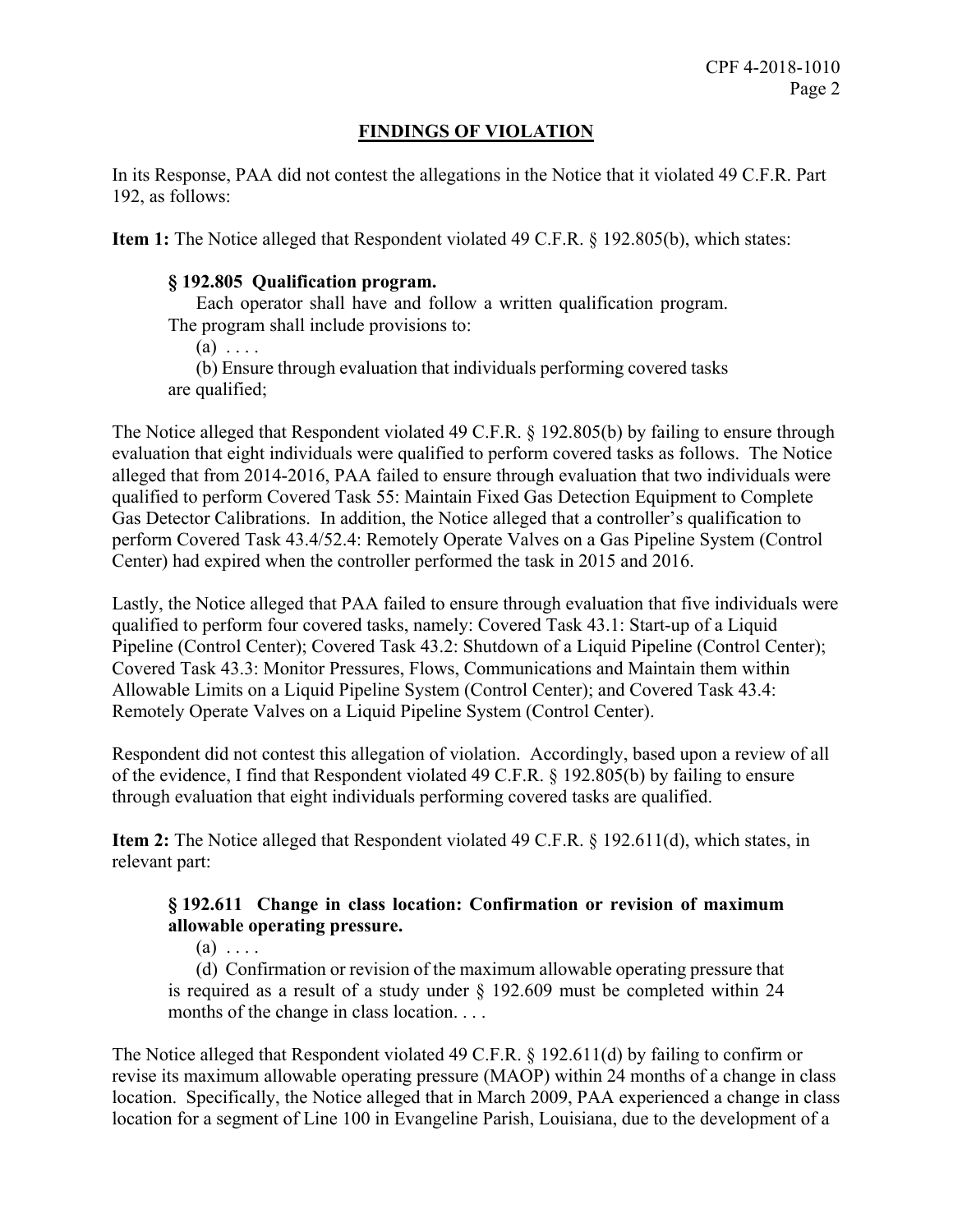## FINDINGS OF VIOLATION

In its Response, PAA did not contest the allegations in the Notice that it violated 49 C.F.R. Part 192, as follows:

**Item 1:** The Notice alleged that Respondent violated 49 C.F.R. § 192.805(b), which states:

> **§ 192.805 Qualification program.**
>
> Each operator shall have and follow a written qualification program. The program shall include provisions to:
>
> (a) . . . .
>
> (b) Ensure through evaluation that individuals performing covered tasks are qualified;

The Notice alleged that Respondent violated 49 C.F.R. § 192.805(b) by failing to ensure through evaluation that eight individuals were qualified to perform covered tasks as follows. The Notice alleged that from 2014-2016, PAA failed to ensure through evaluation that two individuals were qualified to perform Covered Task 55: Maintain Fixed Gas Detection Equipment to Complete Gas Detector Calibrations. In addition, the Notice alleged that a controller's qualification to perform Covered Task 43.4/52.4: Remotely Operate Valves on a Gas Pipeline System (Control Center) had expired when the controller performed the task in 2015 and 2016.

Lastly, the Notice alleged that PAA failed to ensure through evaluation that five individuals were qualified to perform four covered tasks, namely: Covered Task 43.1: Start-up of a Liquid Pipeline (Control Center); Covered Task 43.2: Shutdown of a Liquid Pipeline (Control Center); Covered Task 43.3: Monitor Pressures, Flows, Communications and Maintain them within Allowable Limits on a Liquid Pipeline System (Control Center); and Covered Task 43.4: Remotely Operate Valves on a Liquid Pipeline System (Control Center).

Respondent did not contest this allegation of violation. Accordingly, based upon a review of all of the evidence, I find that Respondent violated 49 C.F.R. § 192.805(b) by failing to ensure through evaluation that eight individuals performing covered tasks are qualified.

**Item 2:** The Notice alleged that Respondent violated 49 C.F.R. § 192.611(d), which states, in relevant part:

> **§ 192.611 Change in class location: Confirmation or revision of maximum allowable operating pressure.**
>
> (a) . . . .
>
> (d) Confirmation or revision of the maximum allowable operating pressure that is required as a result of a study under § 192.609 must be completed within 24 months of the change in class location. . . .

The Notice alleged that Respondent violated 49 C.F.R. § 192.611(d) by failing to confirm or revise its maximum allowable operating pressure (MAOP) within 24 months of a change in class location. Specifically, the Notice alleged that in March 2009, PAA experienced a change in class location for a segment of Line 100 in Evangeline Parish, Louisiana, due to the development of a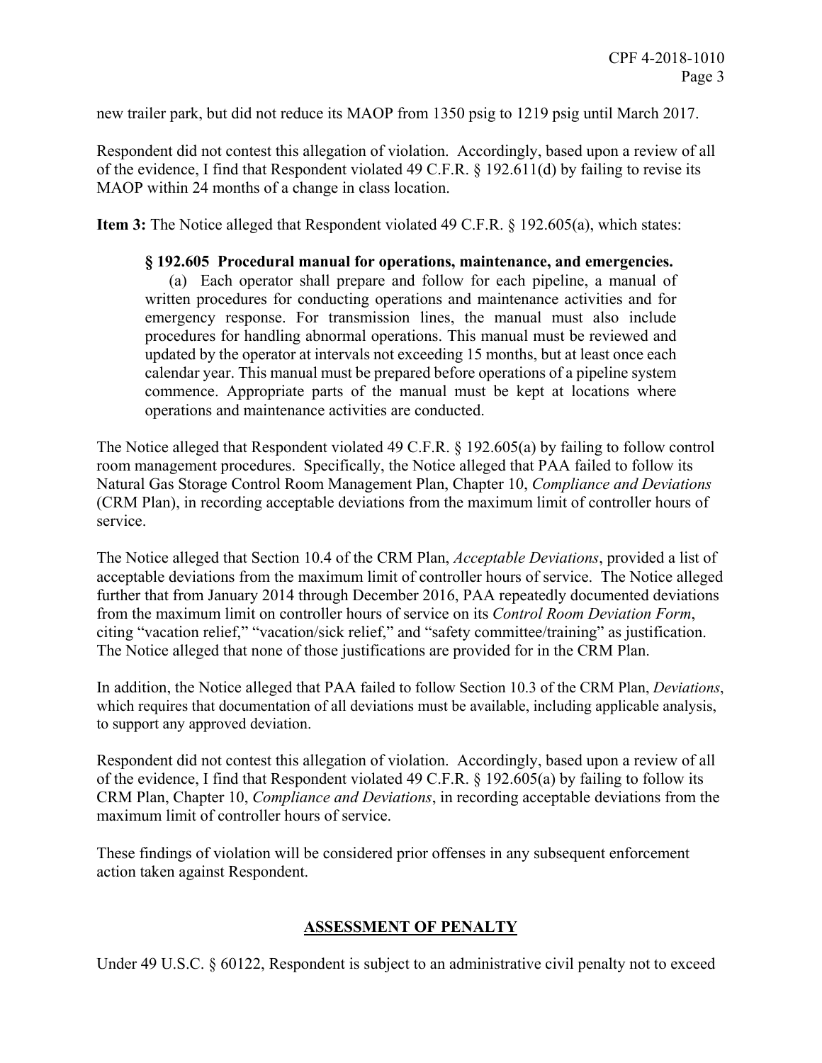new trailer park, but did not reduce its MAOP from 1350 psig to 1219 psig until March 2017.

Respondent did not contest this allegation of violation. Accordingly, based upon a review of all of the evidence, I find that Respondent violated 49 C.F.R. § 192.611(d) by failing to revise its MAOP within 24 months of a change in class location.

**Item 3:** The Notice alleged that Respondent violated 49 C.F.R. § 192.605(a), which states:

> **§ 192.605 Procedural manual for operations, maintenance, and emergencies.**
>
> (a) Each operator shall prepare and follow for each pipeline, a manual of written procedures for conducting operations and maintenance activities and for emergency response. For transmission lines, the manual must also include procedures for handling abnormal operations. This manual must be reviewed and updated by the operator at intervals not exceeding 15 months, but at least once each calendar year. This manual must be prepared before operations of a pipeline system commence. Appropriate parts of the manual must be kept at locations where operations and maintenance activities are conducted.

The Notice alleged that Respondent violated 49 C.F.R. § 192.605(a) by failing to follow control room management procedures. Specifically, the Notice alleged that PAA failed to follow its Natural Gas Storage Control Room Management Plan, Chapter 10, *Compliance and Deviations* (CRM Plan), in recording acceptable deviations from the maximum limit of controller hours of service.

The Notice alleged that Section 10.4 of the CRM Plan, *Acceptable Deviations*, provided a list of acceptable deviations from the maximum limit of controller hours of service. The Notice alleged further that from January 2014 through December 2016, PAA repeatedly documented deviations from the maximum limit on controller hours of service on its *Control Room Deviation Form*, citing "vacation relief," "vacation/sick relief," and "safety committee/training" as justification. The Notice alleged that none of those justifications are provided for in the CRM Plan.

In addition, the Notice alleged that PAA failed to follow Section 10.3 of the CRM Plan, *Deviations*, which requires that documentation of all deviations must be available, including applicable analysis, to support any approved deviation.

Respondent did not contest this allegation of violation. Accordingly, based upon a review of all of the evidence, I find that Respondent violated 49 C.F.R. § 192.605(a) by failing to follow its CRM Plan, Chapter 10, *Compliance and Deviations*, in recording acceptable deviations from the maximum limit of controller hours of service.

These findings of violation will be considered prior offenses in any subsequent enforcement action taken against Respondent.

## ASSESSMENT OF PENALTY

Under 49 U.S.C. § 60122, Respondent is subject to an administrative civil penalty not to exceed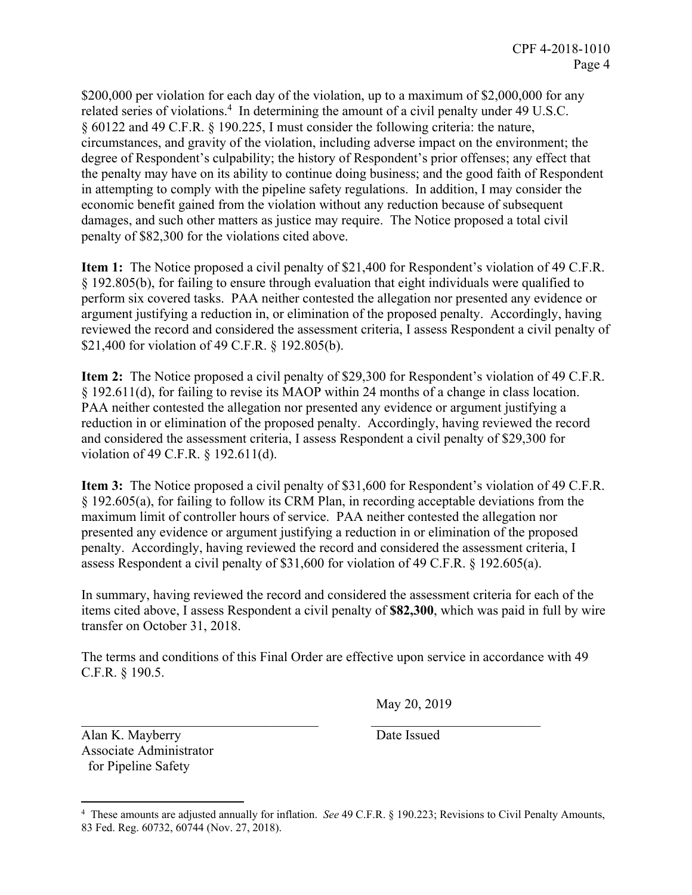$200,000 per violation for each day of the violation, up to a maximum of $2,000,000 for any related series of violations.[4] In determining the amount of a civil penalty under 49 U.S.C. § 60122 and 49 C.F.R. § 190.225, I must consider the following criteria: the nature, circumstances, and gravity of the violation, including adverse impact on the environment; the degree of Respondent's culpability; the history of Respondent's prior offenses; any effect that the penalty may have on its ability to continue doing business; and the good faith of Respondent in attempting to comply with the pipeline safety regulations. In addition, I may consider the economic benefit gained from the violation without any reduction because of subsequent damages, and such other matters as justice may require. The Notice proposed a total civil penalty of $82,300 for the violations cited above.

**Item 1:** The Notice proposed a civil penalty of $21,400 for Respondent's violation of 49 C.F.R. § 192.805(b), for failing to ensure through evaluation that eight individuals were qualified to perform six covered tasks. PAA neither contested the allegation nor presented any evidence or argument justifying a reduction in, or elimination of the proposed penalty. Accordingly, having reviewed the record and considered the assessment criteria, I assess Respondent a civil penalty of $21,400 for violation of 49 C.F.R. § 192.805(b).

**Item 2:** The Notice proposed a civil penalty of $29,300 for Respondent's violation of 49 C.F.R. § 192.611(d), for failing to revise its MAOP within 24 months of a change in class location. PAA neither contested the allegation nor presented any evidence or argument justifying a reduction in or elimination of the proposed penalty. Accordingly, having reviewed the record and considered the assessment criteria, I assess Respondent a civil penalty of $29,300 for violation of 49 C.F.R. § 192.611(d).

**Item 3:** The Notice proposed a civil penalty of $31,600 for Respondent's violation of 49 C.F.R. § 192.605(a), for failing to follow its CRM Plan, in recording acceptable deviations from the maximum limit of controller hours of service. PAA neither contested the allegation nor presented any evidence or argument justifying a reduction in or elimination of the proposed penalty. Accordingly, having reviewed the record and considered the assessment criteria, I assess Respondent a civil penalty of $31,600 for violation of 49 C.F.R. § 192.605(a).

In summary, having reviewed the record and considered the assessment criteria for each of the items cited above, I assess Respondent a civil penalty of **$82,300**, which was paid in full by wire transfer on October 31, 2018.

The terms and conditions of this Final Order are effective upon service in accordance with 49 C.F.R. § 190.5.

May 20, 2019

_________________________________ _________________________

Alan K. Mayberry
Associate Administrator
for Pipeline Safety

Date Issued

[4] These amounts are adjusted annually for inflation. *See* 49 C.F.R. § 190.223; Revisions to Civil Penalty Amounts, 83 Fed. Reg. 60732, 60744 (Nov. 27, 2018).